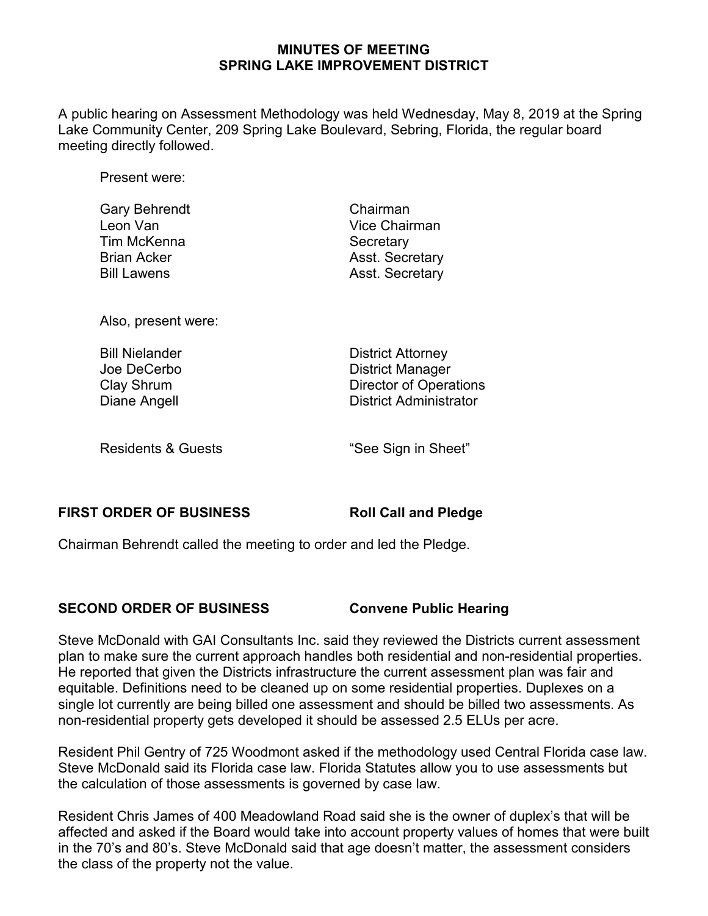# MINUTES OF MEETING
# SPRING LAKE IMPROVEMENT DISTRICT

A public hearing on Assessment Methodology was held Wednesday, May 8, 2019 at the Spring Lake Community Center, 209 Spring Lake Boulevard, Sebring, Florida, the regular board meeting directly followed.

Present were:

| | |
|---|---|
| Gary Behrendt | Chairman |
| Leon Van | Vice Chairman |
| Tim McKenna | Secretary |
| Brian Acker | Asst. Secretary |
| Bill Lawens | Asst. Secretary |

Also, present were:

| | |
|---|---|
| Bill Nielander | District Attorney |
| Joe DeCerbo | District Manager |
| Clay Shrum | Director of Operations |
| Diane Angell | District Administrator |

| | |
|---|---|
| Residents & Guests | "See Sign in Sheet" |

**FIRST ORDER OF BUSINESS** **Roll Call and Pledge**

Chairman Behrendt called the meeting to order and led the Pledge.

**SECOND ORDER OF BUSINESS** **Convene Public Hearing**

Steve McDonald with GAI Consultants Inc. said they reviewed the Districts current assessment plan to make sure the current approach handles both residential and non-residential properties. He reported that given the Districts infrastructure the current assessment plan was fair and equitable. Definitions need to be cleaned up on some residential properties. Duplexes on a single lot currently are being billed one assessment and should be billed two assessments. As non-residential property gets developed it should be assessed 2.5 ELUs per acre.

Resident Phil Gentry of 725 Woodmont asked if the methodology used Central Florida case law. Steve McDonald said its Florida case law. Florida Statutes allow you to use assessments but the calculation of those assessments is governed by case law.

Resident Chris James of 400 Meadowland Road said she is the owner of duplex's that will be affected and asked if the Board would take into account property values of homes that were built in the 70's and 80's. Steve McDonald said that age doesn't matter, the assessment considers the class of the property not the value.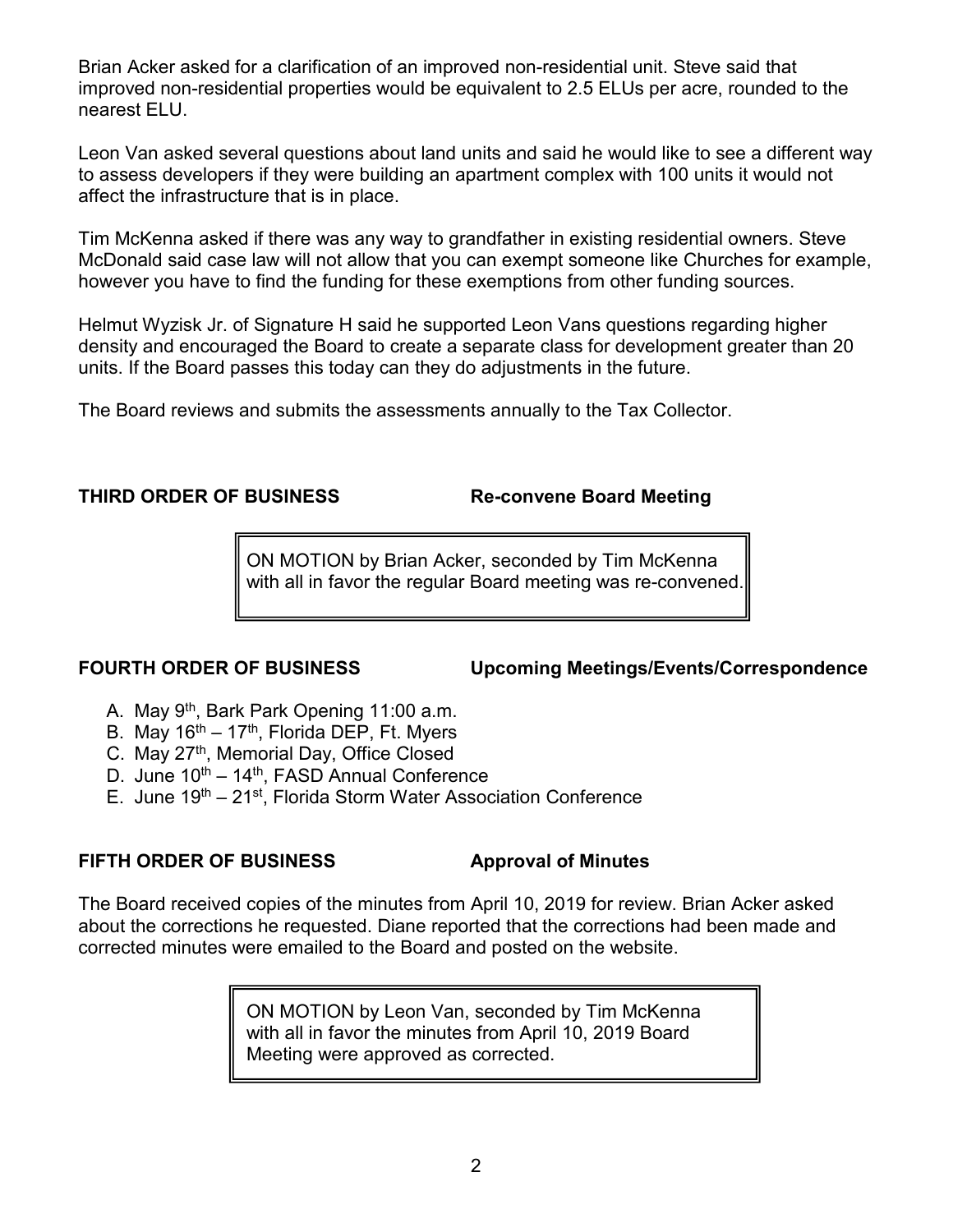Brian Acker asked for a clarification of an improved non-residential unit. Steve said that improved non-residential properties would be equivalent to 2.5 ELUs per acre, rounded to the nearest ELU.

Leon Van asked several questions about land units and said he would like to see a different way to assess developers if they were building an apartment complex with 100 units it would not affect the infrastructure that is in place.

Tim McKenna asked if there was any way to grandfather in existing residential owners. Steve McDonald said case law will not allow that you can exempt someone like Churches for example, however you have to find the funding for these exemptions from other funding sources.

Helmut Wyzisk Jr. of Signature H said he supported Leon Vans questions regarding higher density and encouraged the Board to create a separate class for development greater than 20 units. If the Board passes this today can they do adjustments in the future.

The Board reviews and submits the assessments annually to the Tax Collector.

**THIRD ORDER OF BUSINESS** **Re-convene Board Meeting**

> ON MOTION by Brian Acker, seconded by Tim McKenna with all in favor the regular Board meeting was re-convened.

**FOURTH ORDER OF BUSINESS** **Upcoming Meetings/Events/Correspondence**

A. May 9th, Bark Park Opening 11:00 a.m.
B. May 16th – 17th, Florida DEP, Ft. Myers
C. May 27th, Memorial Day, Office Closed
D. June 10th – 14th, FASD Annual Conference
E. June 19th – 21st, Florida Storm Water Association Conference

**FIFTH ORDER OF BUSINESS** **Approval of Minutes**

The Board received copies of the minutes from April 10, 2019 for review. Brian Acker asked about the corrections he requested. Diane reported that the corrections had been made and corrected minutes were emailed to the Board and posted on the website.

> ON MOTION by Leon Van, seconded by Tim McKenna with all in favor the minutes from April 10, 2019 Board Meeting were approved as corrected.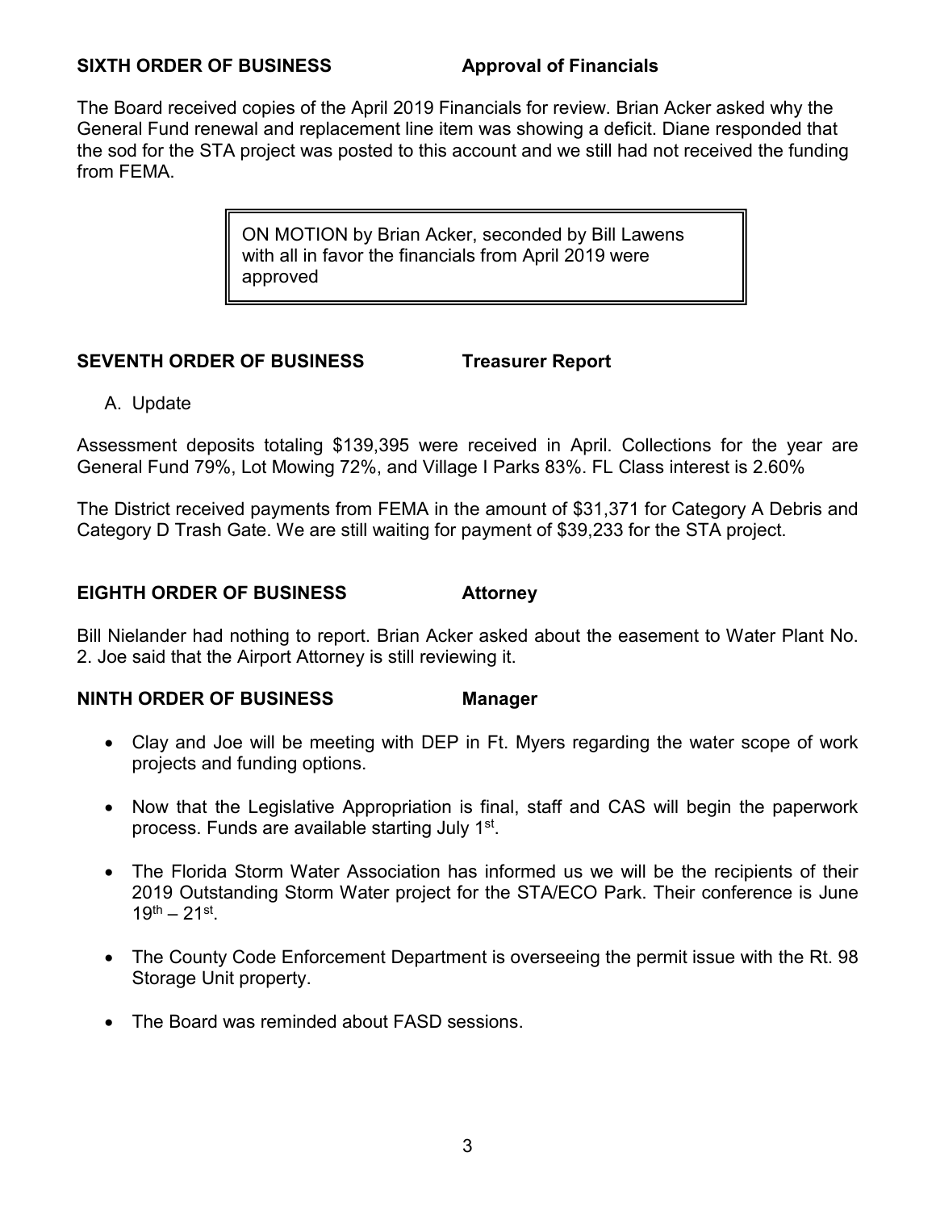**SIXTH ORDER OF BUSINESS Approval of Financials**

The Board received copies of the April 2019 Financials for review. Brian Acker asked why the General Fund renewal and replacement line item was showing a deficit. Diane responded that the sod for the STA project was posted to this account and we still had not received the funding from FEMA.

> ON MOTION by Brian Acker, seconded by Bill Lawens with all in favor the financials from April 2019 were approved

**SEVENTH ORDER OF BUSINESS Treasurer Report**

A. Update

Assessment deposits totaling $139,395 were received in April. Collections for the year are General Fund 79%, Lot Mowing 72%, and Village I Parks 83%. FL Class interest is 2.60%

The District received payments from FEMA in the amount of $31,371 for Category A Debris and Category D Trash Gate. We are still waiting for payment of $39,233 for the STA project.

**EIGHTH ORDER OF BUSINESS Attorney**

Bill Nielander had nothing to report. Brian Acker asked about the easement to Water Plant No. 2. Joe said that the Airport Attorney is still reviewing it.

**NINTH ORDER OF BUSINESS Manager**

- Clay and Joe will be meeting with DEP in Ft. Myers regarding the water scope of work projects and funding options.
- Now that the Legislative Appropriation is final, staff and CAS will begin the paperwork process. Funds are available starting July 1st.
- The Florida Storm Water Association has informed us we will be the recipients of their 2019 Outstanding Storm Water project for the STA/ECO Park. Their conference is June 19th – 21st.
- The County Code Enforcement Department is overseeing the permit issue with the Rt. 98 Storage Unit property.
- The Board was reminded about FASD sessions.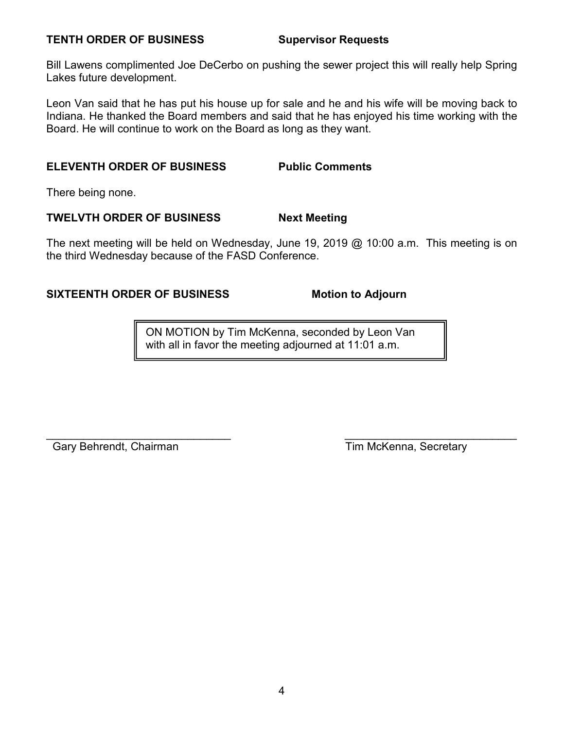**TENTH ORDER OF BUSINESS Supervisor Requests**

Bill Lawens complimented Joe DeCerbo on pushing the sewer project this will really help Spring Lakes future development.

Leon Van said that he has put his house up for sale and he and his wife will be moving back to Indiana. He thanked the Board members and said that he has enjoyed his time working with the Board. He will continue to work on the Board as long as they want.

**ELEVENTH ORDER OF BUSINESS Public Comments**

There being none.

**TWELVTH ORDER OF BUSINESS Next Meeting**

The next meeting will be held on Wednesday, June 19, 2019 @ 10:00 a.m. This meeting is on the third Wednesday because of the FASD Conference.

**SIXTEENTH ORDER OF BUSINESS Motion to Adjourn**

> ON MOTION by Tim McKenna, seconded by Leon Van with all in favor the meeting adjourned at 11:01 a.m.

\_\_\_\_\_\_\_\_\_\_\_\_\_\_\_\_\_\_\_\_\_\_\_\_\_\_\_\_\_\_
Gary Behrendt, Chairman

\_\_\_\_\_\_\_\_\_\_\_\_\_\_\_\_\_\_\_\_\_\_\_\_\_\_\_\_\_\_
Tim McKenna, Secretary